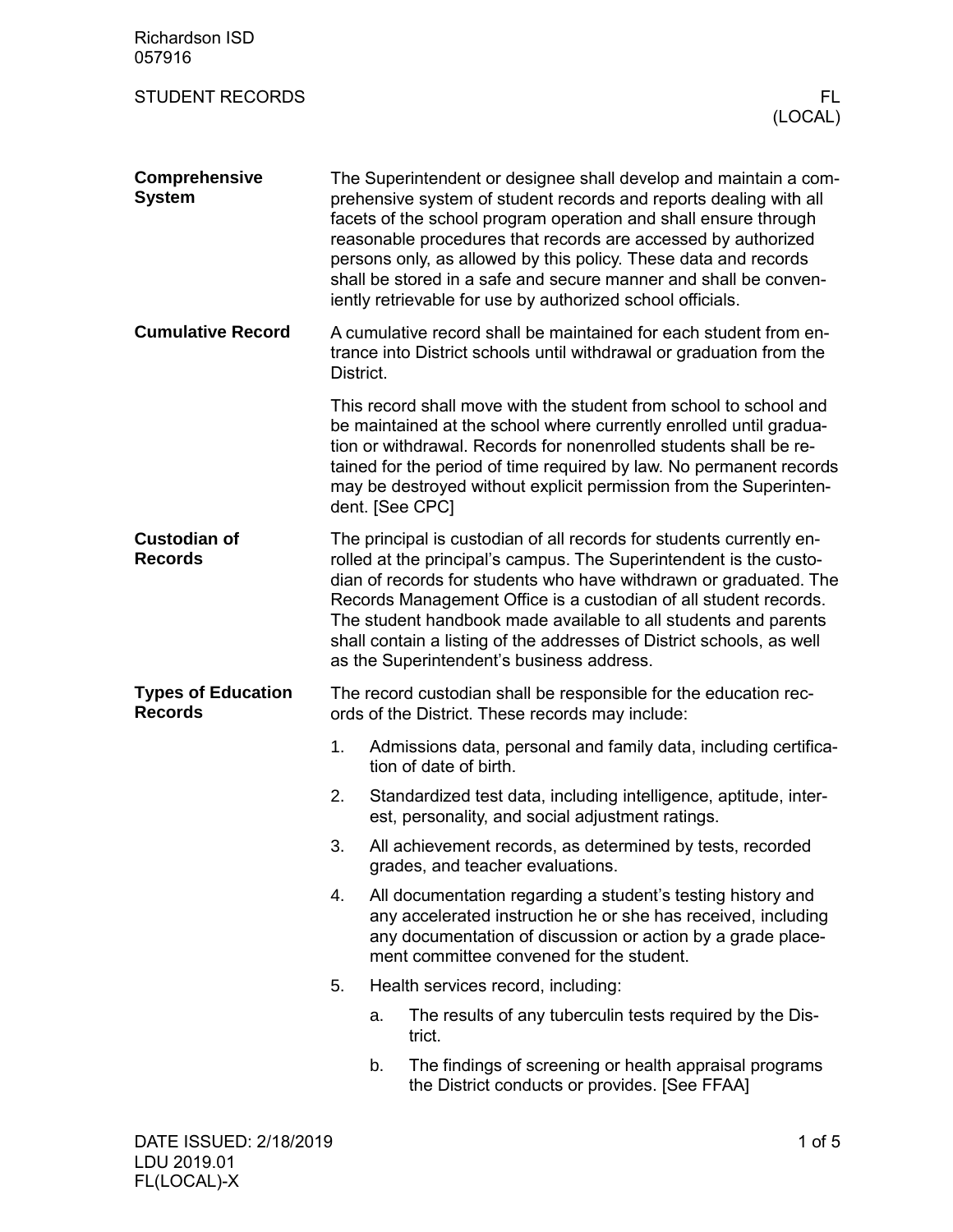Richardson ISD
057916

STUDENT RECORDS

FL
(LOCAL)

## Comprehensive System

The Superintendent or designee shall develop and maintain a comprehensive system of student records and reports dealing with all facets of the school program operation and shall ensure through reasonable procedures that records are accessed by authorized persons only, as allowed by this policy. These data and records shall be stored in a safe and secure manner and shall be conveniently retrievable for use by authorized school officials.

## Cumulative Record

A cumulative record shall be maintained for each student from entrance into District schools until withdrawal or graduation from the District.

This record shall move with the student from school to school and be maintained at the school where currently enrolled until graduation or withdrawal. Records for nonenrolled students shall be retained for the period of time required by law. No permanent records may be destroyed without explicit permission from the Superintendent. [See CPC]

## Custodian of Records

The principal is custodian of all records for students currently enrolled at the principal's campus. The Superintendent is the custodian of records for students who have withdrawn or graduated. The Records Management Office is a custodian of all student records. The student handbook made available to all students and parents shall contain a listing of the addresses of District schools, as well as the Superintendent's business address.

## Types of Education Records

The record custodian shall be responsible for the education records of the District. These records may include:

1. Admissions data, personal and family data, including certification of date of birth.
2. Standardized test data, including intelligence, aptitude, interest, personality, and social adjustment ratings.
3. All achievement records, as determined by tests, recorded grades, and teacher evaluations.
4. All documentation regarding a student's testing history and any accelerated instruction he or she has received, including any documentation of discussion or action by a grade placement committee convened for the student.
5. Health services record, including:
   a. The results of any tuberculin tests required by the District.
   b. The findings of screening or health appraisal programs the District conducts or provides. [See FFAA]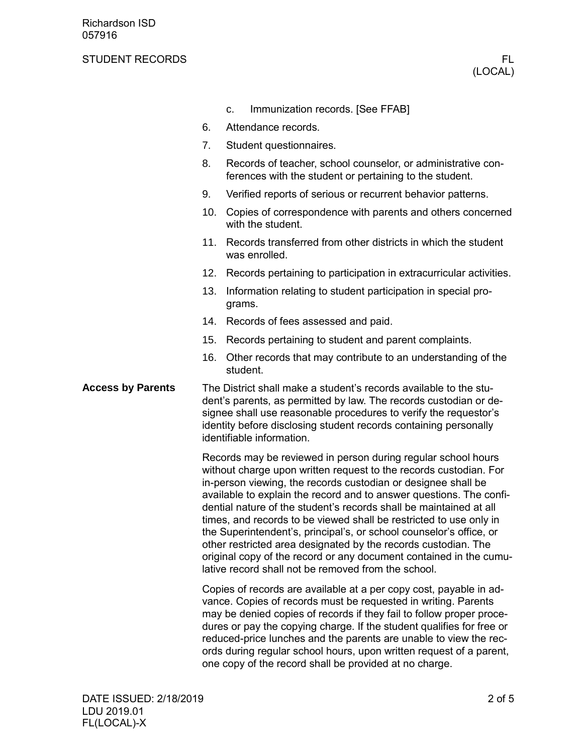c. Immunization records. [See FFAB]

6. Attendance records.
7. Student questionnaires.
8. Records of teacher, school counselor, or administrative conferences with the student or pertaining to the student.
9. Verified reports of serious or recurrent behavior patterns.
10. Copies of correspondence with parents and others concerned with the student.
11. Records transferred from other districts in which the student was enrolled.
12. Records pertaining to participation in extracurricular activities.
13. Information relating to student participation in special programs.
14. Records of fees assessed and paid.
15. Records pertaining to student and parent complaints.
16. Other records that may contribute to an understanding of the student.

**Access by Parents**

The District shall make a student's records available to the student's parents, as permitted by law. The records custodian or designee shall use reasonable procedures to verify the requestor's identity before disclosing student records containing personally identifiable information.

Records may be reviewed in person during regular school hours without charge upon written request to the records custodian. For in-person viewing, the records custodian or designee shall be available to explain the record and to answer questions. The confidential nature of the student's records shall be maintained at all times, and records to be viewed shall be restricted to use only in the Superintendent's, principal's, or school counselor's office, or other restricted area designated by the records custodian. The original copy of the record or any document contained in the cumulative record shall not be removed from the school.

Copies of records are available at a per copy cost, payable in advance. Copies of records must be requested in writing. Parents may be denied copies of records if they fail to follow proper procedures or pay the copying charge. If the student qualifies for free or reduced-price lunches and the parents are unable to view the records during regular school hours, upon written request of a parent, one copy of the record shall be provided at no charge.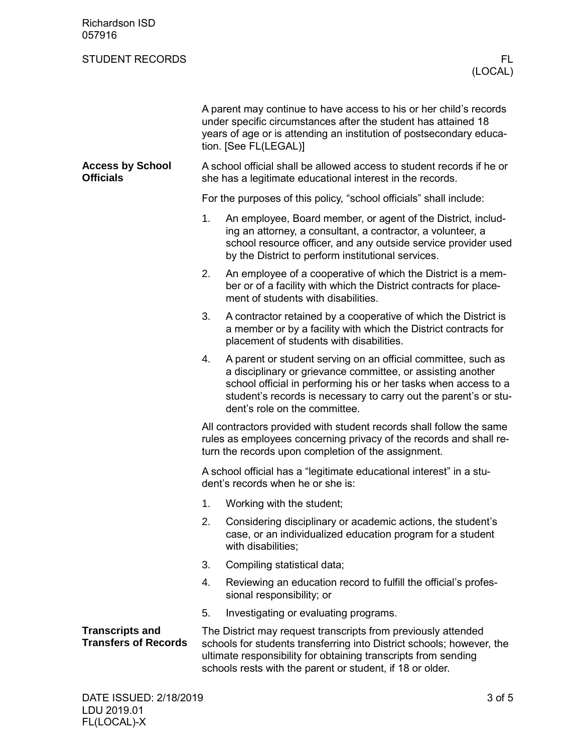A parent may continue to have access to his or her child's records under specific circumstances after the student has attained 18 years of age or is attending an institution of postsecondary education. [See FL(LEGAL)]

## Access by School Officials

A school official shall be allowed access to student records if he or she has a legitimate educational interest in the records.

For the purposes of this policy, "school officials" shall include:

1. An employee, Board member, or agent of the District, including an attorney, a consultant, a contractor, a volunteer, a school resource officer, and any outside service provider used by the District to perform institutional services.
2. An employee of a cooperative of which the District is a member or of a facility with which the District contracts for placement of students with disabilities.
3. A contractor retained by a cooperative of which the District is a member or by a facility with which the District contracts for placement of students with disabilities.
4. A parent or student serving on an official committee, such as a disciplinary or grievance committee, or assisting another school official in performing his or her tasks when access to a student's records is necessary to carry out the parent's or student's role on the committee.

All contractors provided with student records shall follow the same rules as employees concerning privacy of the records and shall return the records upon completion of the assignment.

A school official has a "legitimate educational interest" in a student's records when he or she is:

1. Working with the student;
2. Considering disciplinary or academic actions, the student's case, or an individualized education program for a student with disabilities;
3. Compiling statistical data;
4. Reviewing an education record to fulfill the official's professional responsibility; or
5. Investigating or evaluating programs.

## Transcripts and Transfers of Records

The District may request transcripts from previously attended schools for students transferring into District schools; however, the ultimate responsibility for obtaining transcripts from sending schools rests with the parent or student, if 18 or older.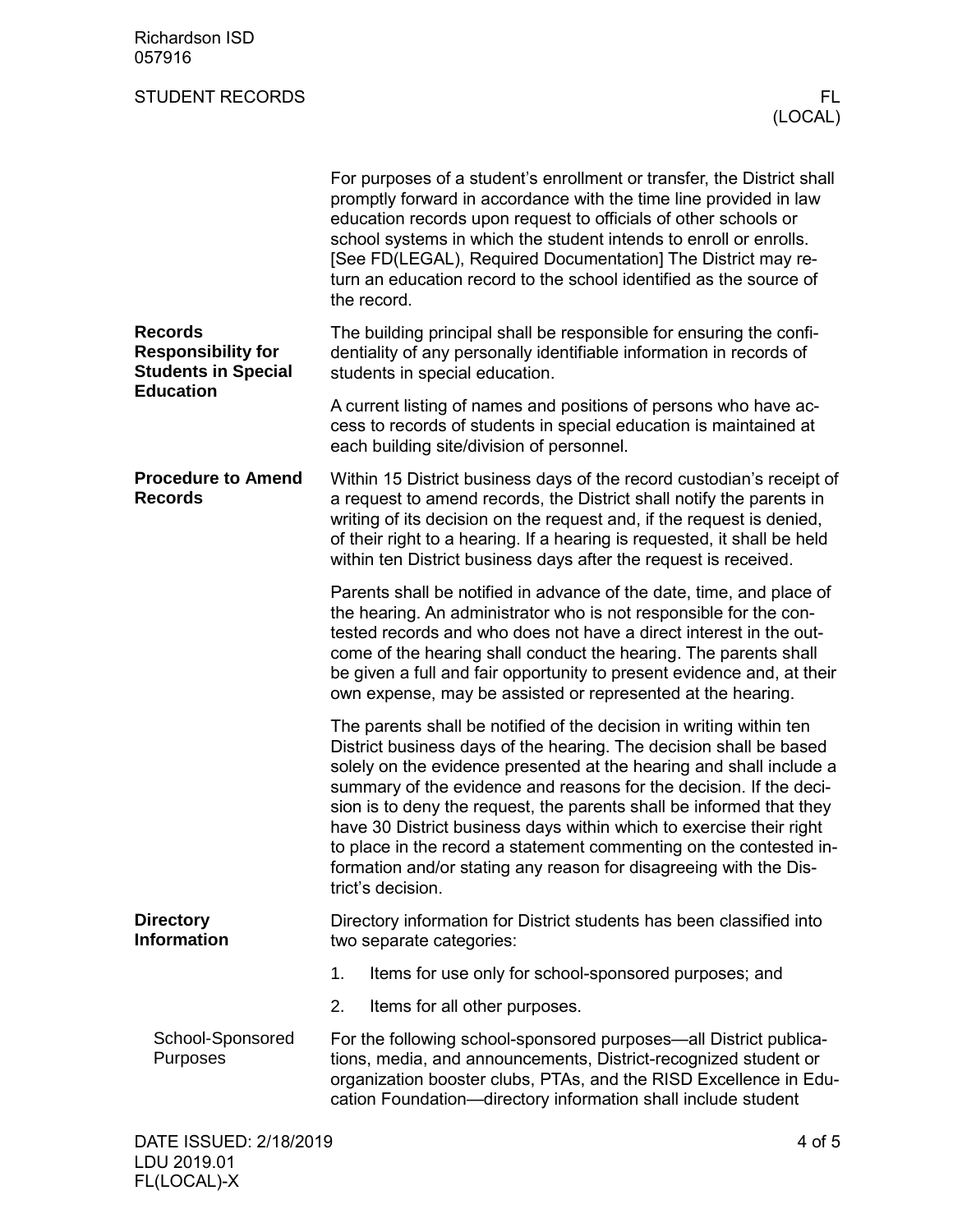For purposes of a student's enrollment or transfer, the District shall promptly forward in accordance with the time line provided in law education records upon request to officials of other schools or school systems in which the student intends to enroll or enrolls. [See FD(LEGAL), Required Documentation] The District may return an education record to the school identified as the source of the record.

## Records Responsibility for Students in Special Education

The building principal shall be responsible for ensuring the confidentiality of any personally identifiable information in records of students in special education.

A current listing of names and positions of persons who have access to records of students in special education is maintained at each building site/division of personnel.

## Procedure to Amend Records

Within 15 District business days of the record custodian's receipt of a request to amend records, the District shall notify the parents in writing of its decision on the request and, if the request is denied, of their right to a hearing. If a hearing is requested, it shall be held within ten District business days after the request is received.

Parents shall be notified in advance of the date, time, and place of the hearing. An administrator who is not responsible for the contested records and who does not have a direct interest in the outcome of the hearing shall conduct the hearing. The parents shall be given a full and fair opportunity to present evidence and, at their own expense, may be assisted or represented at the hearing.

The parents shall be notified of the decision in writing within ten District business days of the hearing. The decision shall be based solely on the evidence presented at the hearing and shall include a summary of the evidence and reasons for the decision. If the decision is to deny the request, the parents shall be informed that they have 30 District business days within which to exercise their right to place in the record a statement commenting on the contested information and/or stating any reason for disagreeing with the District's decision.

## Directory Information

Directory information for District students has been classified into two separate categories:

1. Items for use only for school-sponsored purposes; and
2. Items for all other purposes.

### School-Sponsored Purposes

For the following school-sponsored purposes—all District publications, media, and announcements, District-recognized student or organization booster clubs, PTAs, and the RISD Excellence in Education Foundation—directory information shall include student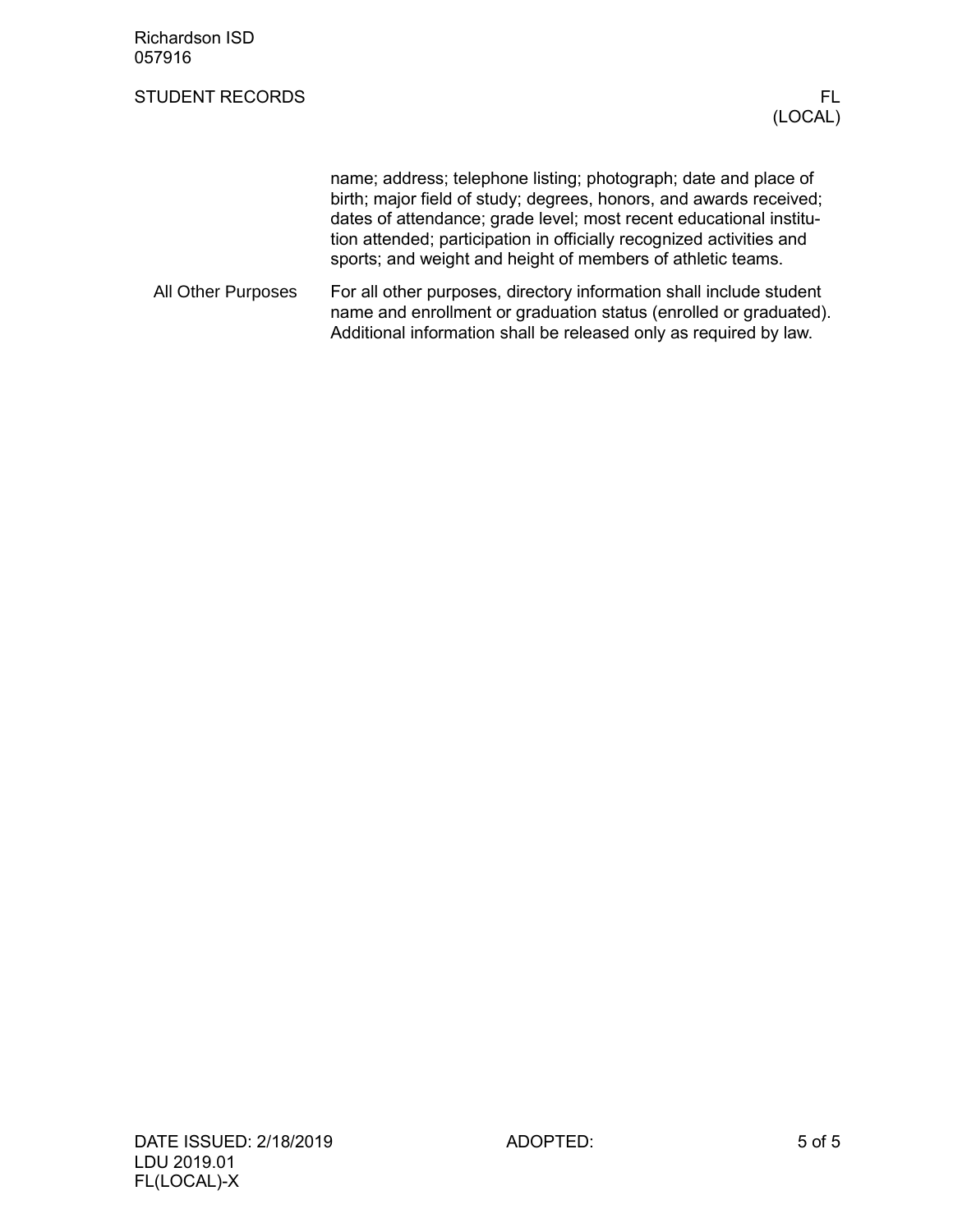name; address; telephone listing; photograph; date and place of birth; major field of study; degrees, honors, and awards received; dates of attendance; grade level; most recent educational institution attended; participation in officially recognized activities and sports; and weight and height of members of athletic teams.

**All Other Purposes**

For all other purposes, directory information shall include student name and enrollment or graduation status (enrolled or graduated). Additional information shall be released only as required by law.